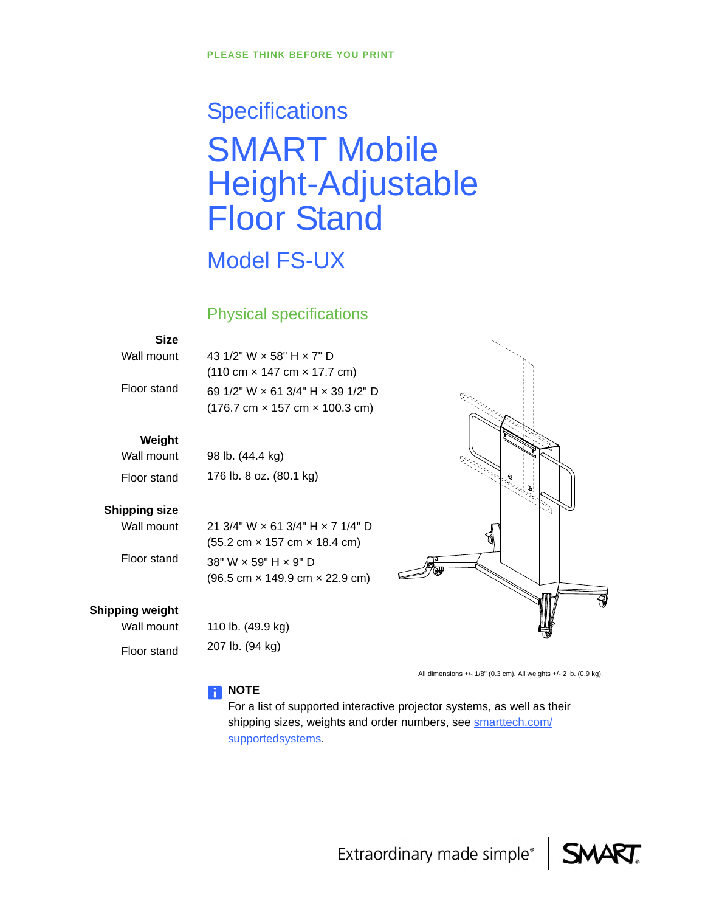PLEASE THINK BEFORE YOU PRINT

# Specifications

# SMART Mobile Height-Adjustable Floor Stand

## Model FS-UX

### Physical specifications

| | |
|---|---|
| **Size** | |
| Wall mount | 43 1/2" W × 58" H × 7" D (110 cm × 147 cm × 17.7 cm) |
| Floor stand | 69 1/2" W × 61 3/4" H × 39 1/2" D (176.7 cm × 157 cm × 100.3 cm) |
| **Weight** | |
| Wall mount | 98 lb. (44.4 kg) |
| Floor stand | 176 lb. 8 oz. (80.1 kg) |
| **Shipping size** | |
| Wall mount | 21 3/4" W × 61 3/4" H × 7 1/4" D (55.2 cm × 157 cm × 18.4 cm) |
| Floor stand | 38" W × 59" H × 9" D (96.5 cm × 149.9 cm × 22.9 cm) |
| **Shipping weight** | |
| Wall mount | 110 lb. (49.9 kg) |
| Floor stand | 207 lb. (94 kg) |

All dimensions +/- 1/8" (0.3 cm). All weights +/- 2 lb. (0.9 kg).

**NOTE**

For a list of supported interactive projector systems, as well as their shipping sizes, weights and order numbers, see [smarttech.com/supportedsystems](smarttech.com/supportedsystems).

Extraordinary made simple® | SMART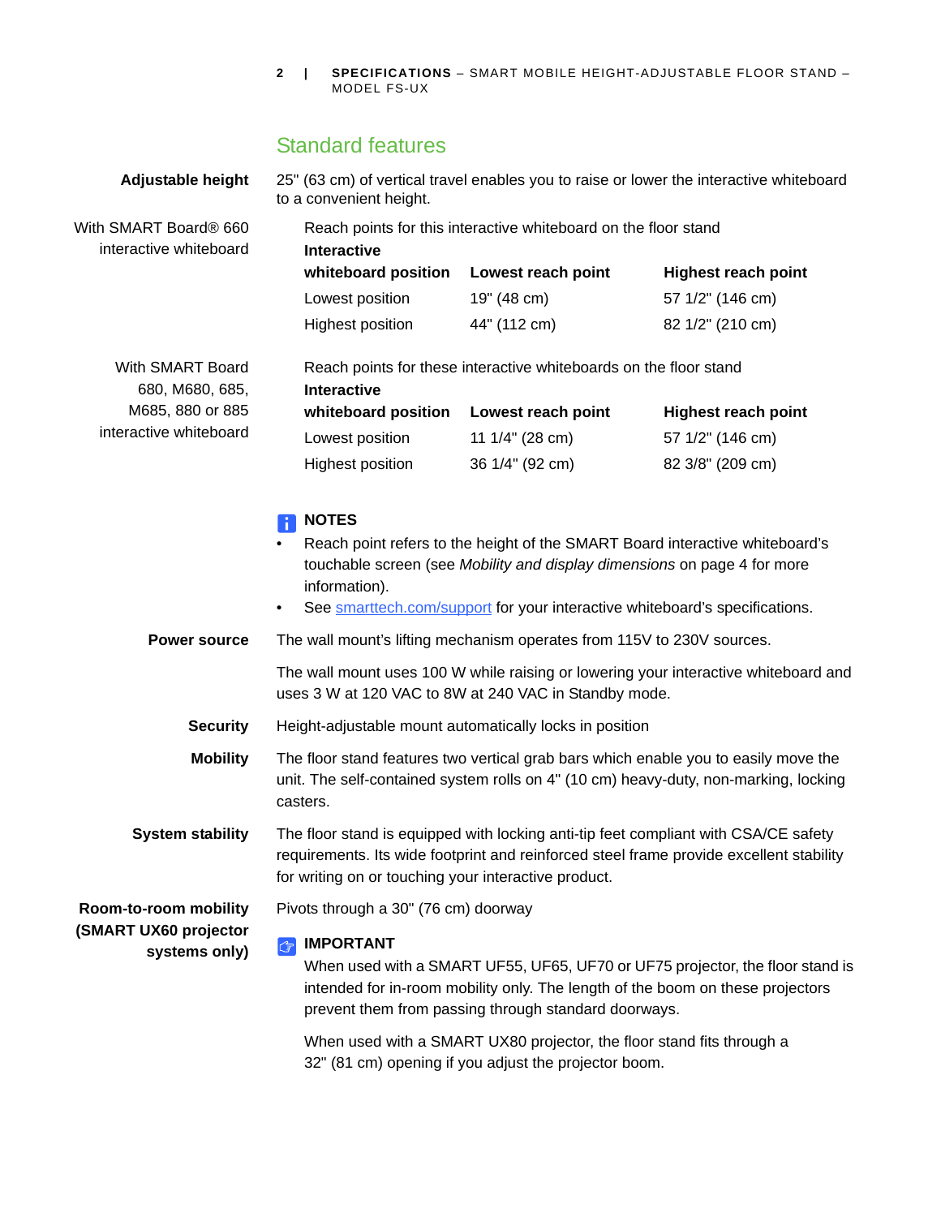## Standard features

**Adjustable height**

25" (63 cm) of vertical travel enables you to raise or lower the interactive whiteboard to a convenient height.

With SMART Board® 660 interactive whiteboard

Reach points for this interactive whiteboard on the floor stand

| Interactive whiteboard position | Lowest reach point | Highest reach point |
|---|---|---|
| Lowest position | 19" (48 cm) | 57 1/2" (146 cm) |
| Highest position | 44" (112 cm) | 82 1/2" (210 cm) |

With SMART Board 680, M680, 685, M685, 880 or 885 interactive whiteboard

Reach points for these interactive whiteboards on the floor stand

| Interactive whiteboard position | Lowest reach point | Highest reach point |
|---|---|---|
| Lowest position | 11 1/4" (28 cm) | 57 1/2" (146 cm) |
| Highest position | 36 1/4" (92 cm) | 82 3/8" (209 cm) |

**NOTES**

- Reach point refers to the height of the SMART Board interactive whiteboard's touchable screen (see *Mobility and display dimensions* on page 4 for more information).
- See smarttech.com/support for your interactive whiteboard's specifications.

**Power source**

The wall mount's lifting mechanism operates from 115V to 230V sources.

The wall mount uses 100 W while raising or lowering your interactive whiteboard and uses 3 W at 120 VAC to 8W at 240 VAC in Standby mode.

**Security**

Height-adjustable mount automatically locks in position

**Mobility**

The floor stand features two vertical grab bars which enable you to easily move the unit. The self-contained system rolls on 4" (10 cm) heavy-duty, non-marking, locking casters.

**System stability**

The floor stand is equipped with locking anti-tip feet compliant with CSA/CE safety requirements. Its wide footprint and reinforced steel frame provide excellent stability for writing on or touching your interactive product.

**Room-to-room mobility (SMART UX60 projector systems only)**

Pivots through a 30" (76 cm) doorway

**IMPORTANT**

When used with a SMART UF55, UF65, UF70 or UF75 projector, the floor stand is intended for in-room mobility only. The length of the boom on these projectors prevent them from passing through standard doorways.

When used with a SMART UX80 projector, the floor stand fits through a 32" (81 cm) opening if you adjust the projector boom.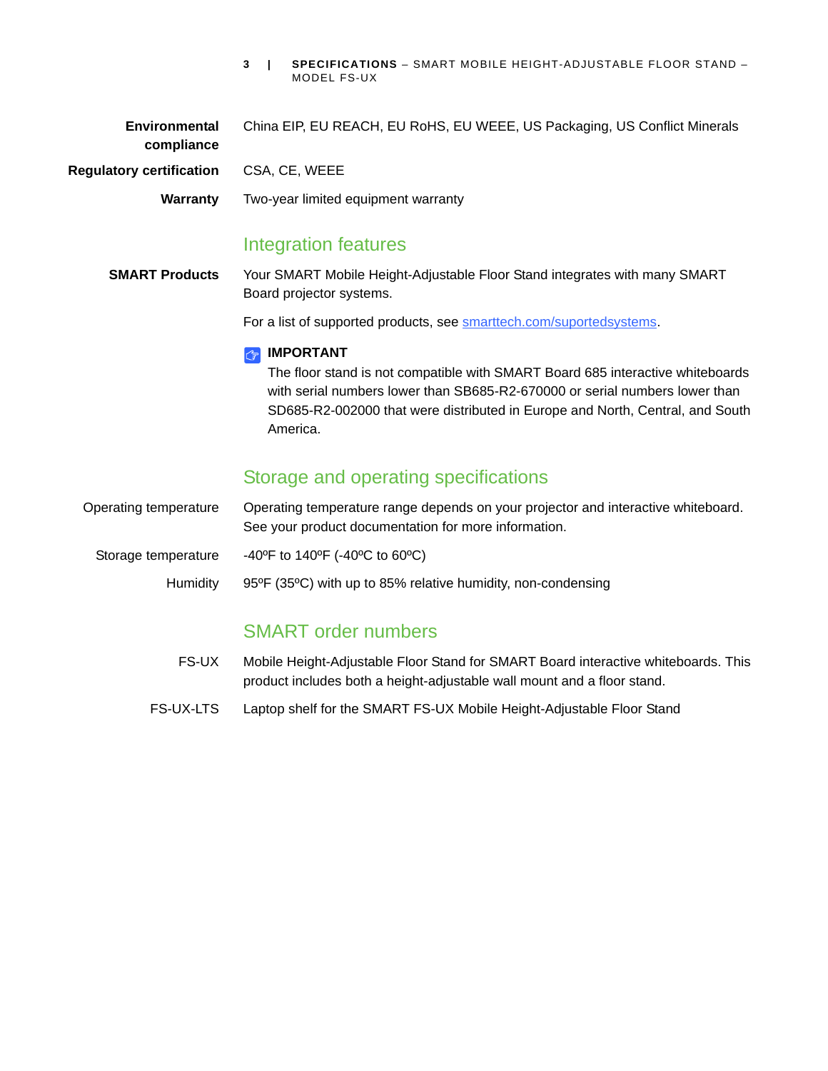**Environmental compliance** China EIP, EU REACH, EU RoHS, EU WEEE, US Packaging, US Conflict Minerals

**Regulatory certification** CSA, CE, WEEE

**Warranty** Two-year limited equipment warranty

## Integration features

**SMART Products** Your SMART Mobile Height-Adjustable Floor Stand integrates with many SMART Board projector systems.

For a list of supported products, see [smarttech.com/suportedsystems](smarttech.com/suportedsystems).

**IMPORTANT**
The floor stand is not compatible with SMART Board 685 interactive whiteboards with serial numbers lower than SB685-R2-670000 or serial numbers lower than SD685-R2-002000 that were distributed in Europe and North, Central, and South America.

## Storage and operating specifications

Operating temperature Operating temperature range depends on your projector and interactive whiteboard. See your product documentation for more information.

Storage temperature -40ºF to 140ºF (-40ºC to 60ºC)

Humidity 95ºF (35ºC) with up to 85% relative humidity, non-condensing

## SMART order numbers

FS-UX Mobile Height-Adjustable Floor Stand for SMART Board interactive whiteboards. This product includes both a height-adjustable wall mount and a floor stand.

FS-UX-LTS Laptop shelf for the SMART FS-UX Mobile Height-Adjustable Floor Stand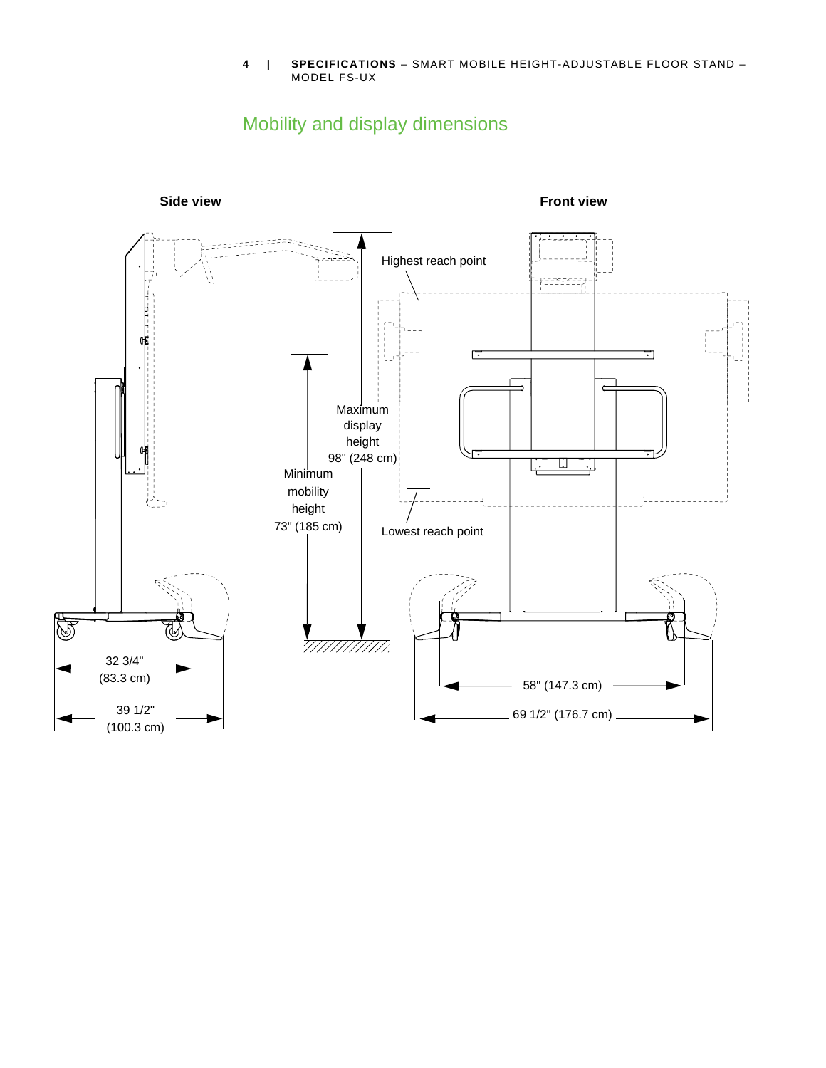## Mobility and display dimensions

**Side view**

**Front view**

Highest reach point

Maximum display height 98" (248 cm)

Minimum mobility height 73" (185 cm)

Lowest reach point

32 3/4" (83.3 cm)

39 1/2" (100.3 cm)

58" (147.3 cm)

69 1/2" (176.7 cm)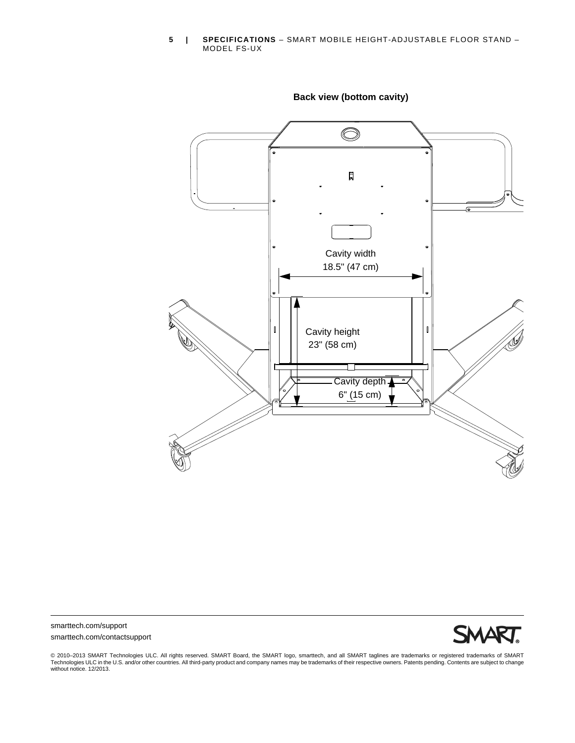**Back view (bottom cavity)**

Cavity width
18.5" (47 cm)

Cavity height
23" (58 cm)

Cavity depth
6" (15 cm)

smarttech.com/support
smarttech.com/contactsupport

© 2010–2013 SMART Technologies ULC. All rights reserved. SMART Board, the SMART logo, smarttech, and all SMART taglines are trademarks or registered trademarks of SMART Technologies ULC in the U.S. and/or other countries. All third-party product and company names may be trademarks of their respective owners. Patents pending. Contents are subject to change without notice. 12/2013.